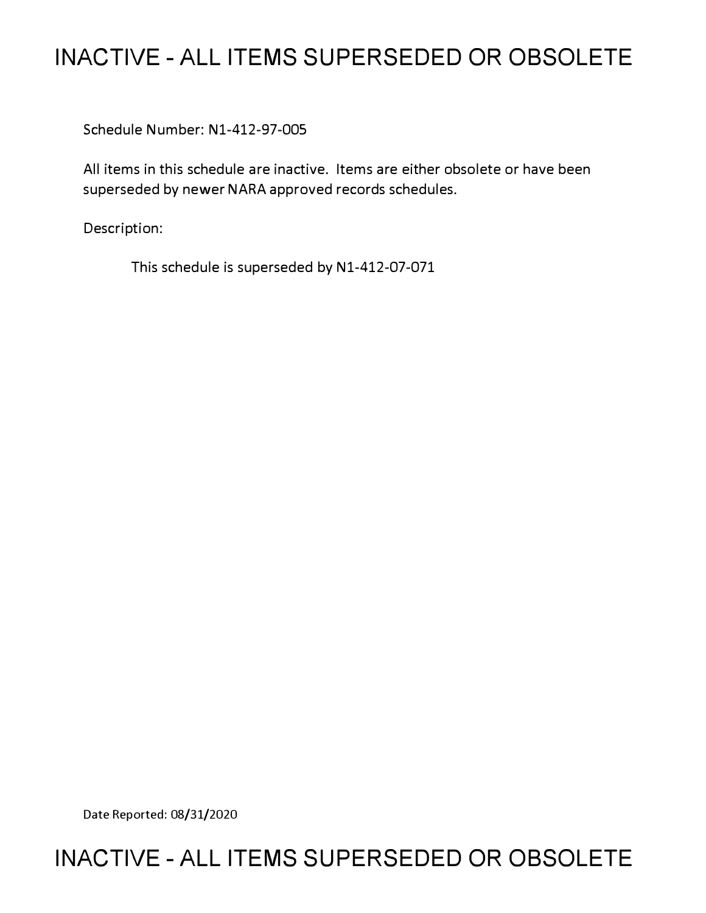# INACTIVE - ALL ITEMS SUPERSEDED OR OBSOLETE

Schedule Number: N1-412-97-005

All items in this schedule are inactive. Items are either obsolete or have been superseded by newer NARA approved records schedules.

Description:

This schedule is superseded by N1-412-07-071

Date Reported: 08/31/2020

# INACTIVE - ALL ITEMS SUPERSEDED OR OBSOLETE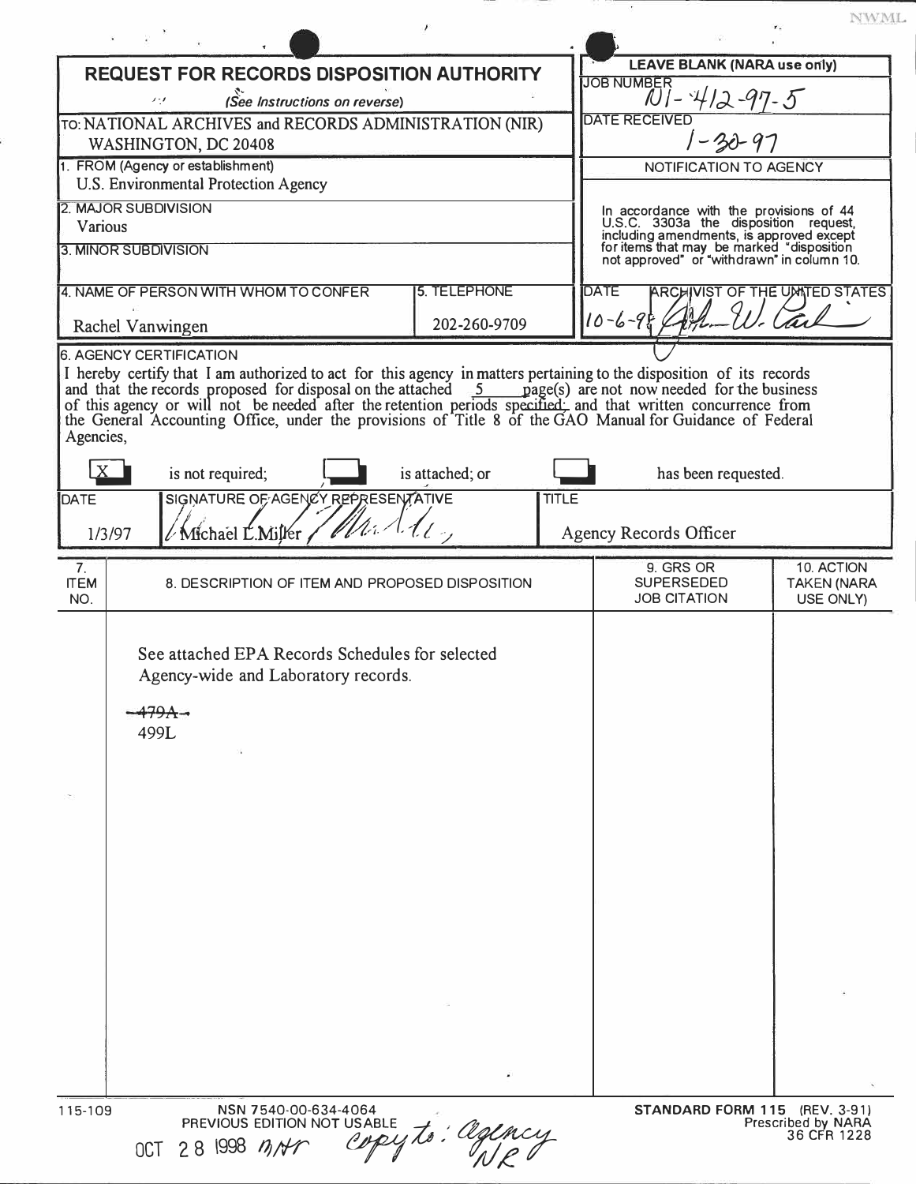NWML

# REQUEST FOR RECORDS DISPOSITION AUTHORITY

*(See Instructions on reverse)*

TO: NATIONAL ARCHIVES and RECORDS ADMINISTRATION (NIR)
WASHINGTON, DC 20408

**LEAVE BLANK (NARA use only)**

JOB NUMBER: N1-412-97-5

DATE RECEIVED: 1-30-97

NOTIFICATION TO AGENCY

In accordance with the provisions of 44 U.S.C. 3303a the disposition request, including amendments, is approved except for items that may be marked "disposition not approved" or "withdrawn" in column 10.

DATE: 10-6-98 — ARCHIVIST OF THE UNITED STATES: John W. Carlin

1. FROM (Agency or establishment)
U.S. Environmental Protection Agency

2. MAJOR SUBDIVISION
Various

3. MINOR SUBDIVISION

4. NAME OF PERSON WITH WHOM TO CONFER: Rachel Vanwingen

5. TELEPHONE: 202-260-9709

6. AGENCY CERTIFICATION

I hereby certify that I am authorized to act for this agency in matters pertaining to the disposition of its records and that the records proposed for disposal on the attached 5 page(s) are not now needed for the business of this agency or will not be needed after the retention periods specified; and that written concurrence from the General Accounting Office, under the provisions of Title 8 of the GAO Manual for Guidance of Federal Agencies,

[X] is not required; [ ] is attached; or [ ] has been requested.

| DATE | SIGNATURE OF AGENCY REPRESENTATIVE | TITLE |
|---|---|---|
| 1/3/97 | Michael L. Miller | Agency Records Officer |

| 7. ITEM NO. | 8. DESCRIPTION OF ITEM AND PROPOSED DISPOSITION | 9. GRS OR SUPERSEDED JOB CITATION | 10. ACTION TAKEN (NARA USE ONLY) |
|---|---|---|---|
| | See attached EPA Records Schedules for selected Agency-wide and Laboratory records.<br><br>~~479A~~<br>499L | | |

115-109 NSN 7540-00-634-4064 PREVIOUS EDITION NOT USABLE

STANDARD FORM 115 (REV. 3-91) Prescribed by NARA 36 CFR 1228

OCT 28 1998 NNR copy to: agency NR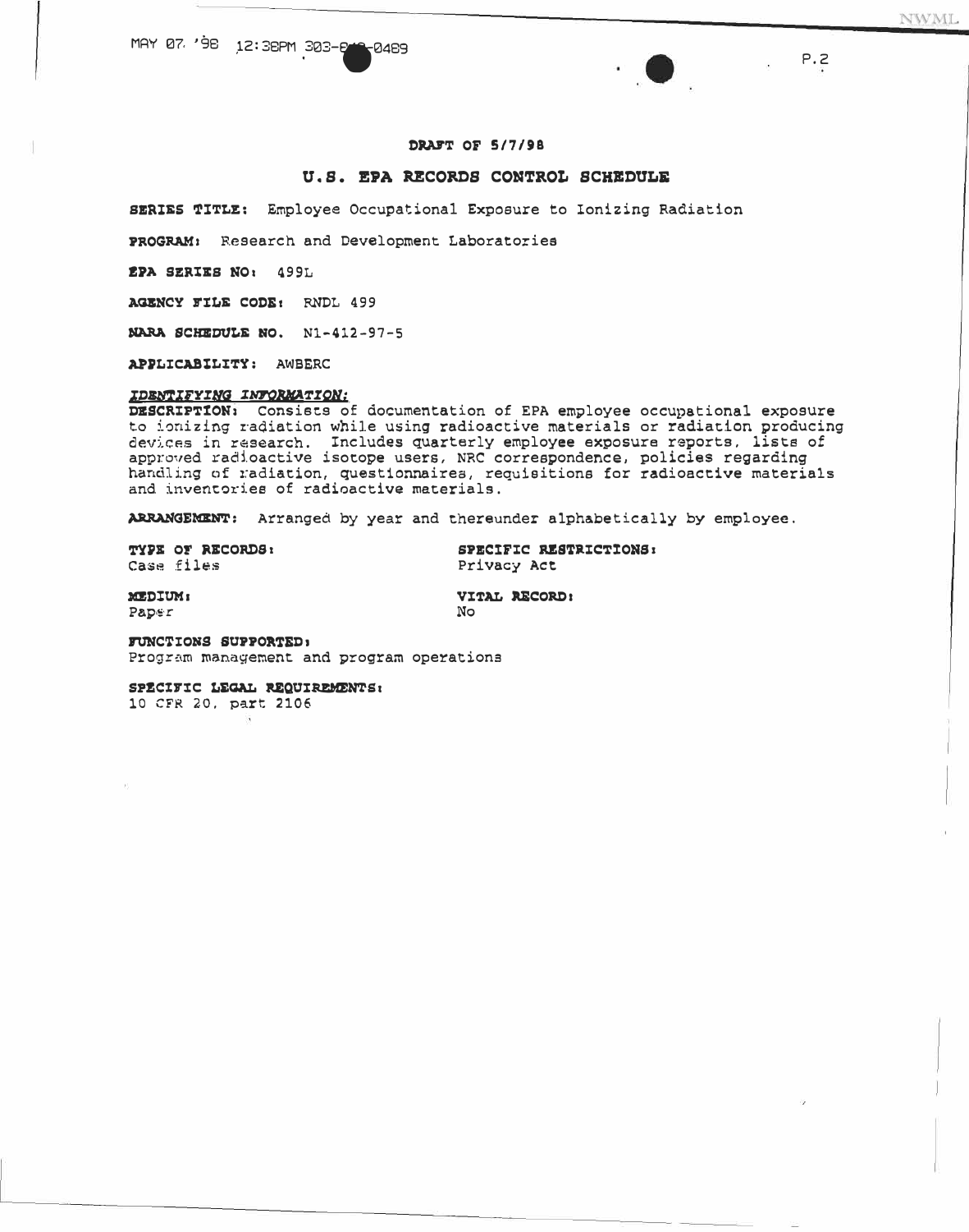**DRAFT OF 5/7/98**

## U.S. EPA RECORDS CONTROL SCHEDULE

**SERIES TITLE:** Employee Occupational Exposure to Ionizing Radiation

**PROGRAM:** Research and Development Laboratories

**EPA SERIES NO:** 499L

**AGENCY FILE CODE:** RNDL 499

**NARA SCHEDULE NO.** N1-412-97-5

**APPLICABILITY:** AWBERC

***IDENTIFYING INFORMATION:***

**DESCRIPTION:** Consists of documentation of EPA employee occupational exposure to ionizing radiation while using radioactive materials or radiation producing devices in research. Includes quarterly employee exposure reports, lists of approved radioactive isotope users, NRC correspondence, policies regarding handling of radiation, questionnaires, requisitions for radioactive materials and inventories of radioactive materials.

**ARRANGEMENT:** Arranged by year and thereunder alphabetically by employee.

**TYPE OF RECORDS:**
Case files

**SPECIFIC RESTRICTIONS:**
Privacy Act

**MEDIUM:**
Paper

**VITAL RECORD:**
No

**FUNCTIONS SUPPORTED:**
Program management and program operations

**SPECIFIC LEGAL REQUIREMENTS:**
10 CFR 20, part 2106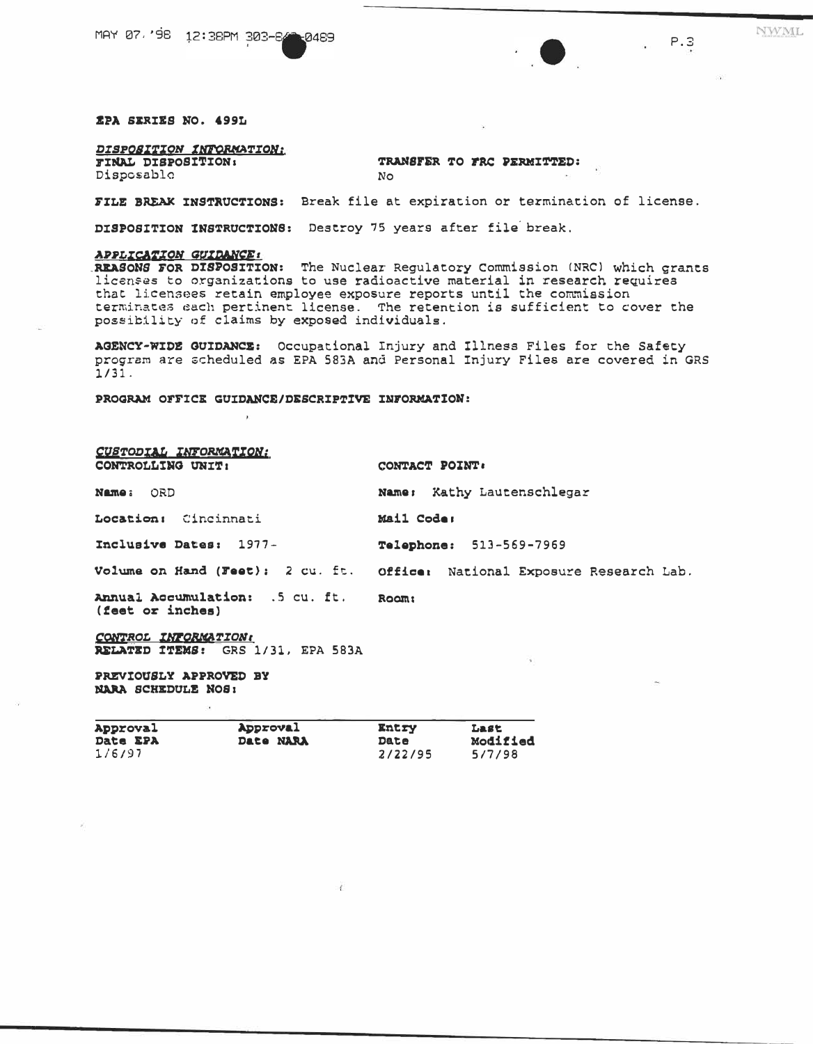**EPA SERIES NO. 499L**

*DISPOSITION INFORMATION:*

**FINAL DISPOSITION:** Disposable

**TRANSFER TO FRC PERMITTED:** No

**FILE BREAK INSTRUCTIONS:** Break file at expiration or termination of license.

**DISPOSITION INSTRUCTIONS:** Destroy 75 years after file break.

*APPLICATION GUIDANCE:*

**REASONS FOR DISPOSITION:** The Nuclear Regulatory Commission (NRC) which grants licenses to organizations to use radioactive material in research requires that licensees retain employee exposure reports until the commission terminates each pertinent license. The retention is sufficient to cover the possibility of claims by exposed individuals.

**AGENCY-WIDE GUIDANCE:** Occupational Injury and Illness Files for the Safety program are scheduled as EPA 583A and Personal Injury Files are covered in GRS 1/31.

**PROGRAM OFFICE GUIDANCE/DESCRIPTIVE INFORMATION:**

*CUSTODIAL INFORMATION:*

**CONTROLLING UNIT:**

**Name:** ORD

**Location:** Cincinnati

**Inclusive Dates:** 1977-

**Volume on Hand (Feet):** 2 cu. ft.

**Annual Accumulation:** .5 cu. ft.
**(feet or inches)**

**CONTACT POINT:**

**Name:** Kathy Lautenschlegar

**Mail Code:**

**Telephone:** 513-569-7969

**Office:** National Exposure Research Lab.

**Room:**

*CONTROL INFORMATION:*

**RELATED ITEMS:** GRS 1/31, EPA 583A

**PREVIOUSLY APPROVED BY NARA SCHEDULE NOS:**

| Approval Date EPA | Approval Date NARA | Entry Date | Last Modified |
|---|---|---|---|
| 1/6/97 | | 2/22/95 | 5/7/98 |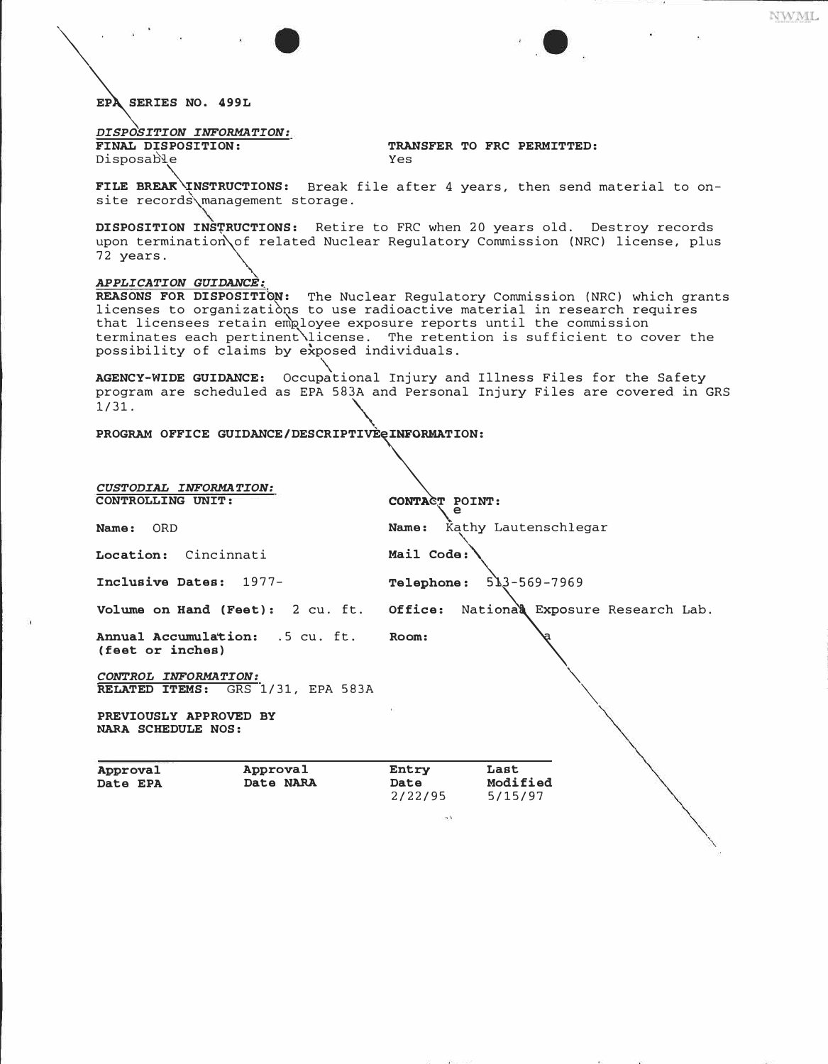**EPA SERIES NO. 499L**

*DISPOSITION INFORMATION:*

**FINAL DISPOSITION:**
Disposable

**TRANSFER TO FRC PERMITTED:**
Yes

**FILE BREAK INSTRUCTIONS:** Break file after 4 years, then send material to on-site records management storage.

**DISPOSITION INSTRUCTIONS:** Retire to FRC when 20 years old. Destroy records upon termination of related Nuclear Regulatory Commission (NRC) license, plus 72 years.

*APPLICATION GUIDANCE:*

**REASONS FOR DISPOSITION:** The Nuclear Regulatory Commission (NRC) which grants licenses to organizations to use radioactive material in research requires that licensees retain employee exposure reports until the commission terminates each pertinent license. The retention is sufficient to cover the possibility of claims by exposed individuals.

**AGENCY-WIDE GUIDANCE:** Occupational Injury and Illness Files for the Safety program are scheduled as EPA 583A and Personal Injury Files are covered in GRS 1/31.

**PROGRAM OFFICE GUIDANCE/DESCRIPTIVE INFORMATION:**

*CUSTODIAL INFORMATION:*

**CONTROLLING UNIT:**

**Name:** ORD

**Location:** Cincinnati

**Inclusive Dates:** 1977-

**Volume on Hand (Feet):** 2 cu. ft.

**Annual Accumulation:** .5 cu. ft.
**(feet or inches)**

**CONTACT POINT:**

**Name:** Kathy Lautenschlegar

**Mail Code:**

**Telephone:** 513-569-7969

**Office:** National Exposure Research Lab.

**Room:**

*CONTROL INFORMATION:*

**RELATED ITEMS:** GRS 1/31, EPA 583A

**PREVIOUSLY APPROVED BY NARA SCHEDULE NOS:**

| Approval Date EPA | Approval Date NARA | Entry Date | Last Modified |
|---|---|---|---|
| | | 2/22/95 | 5/15/97 |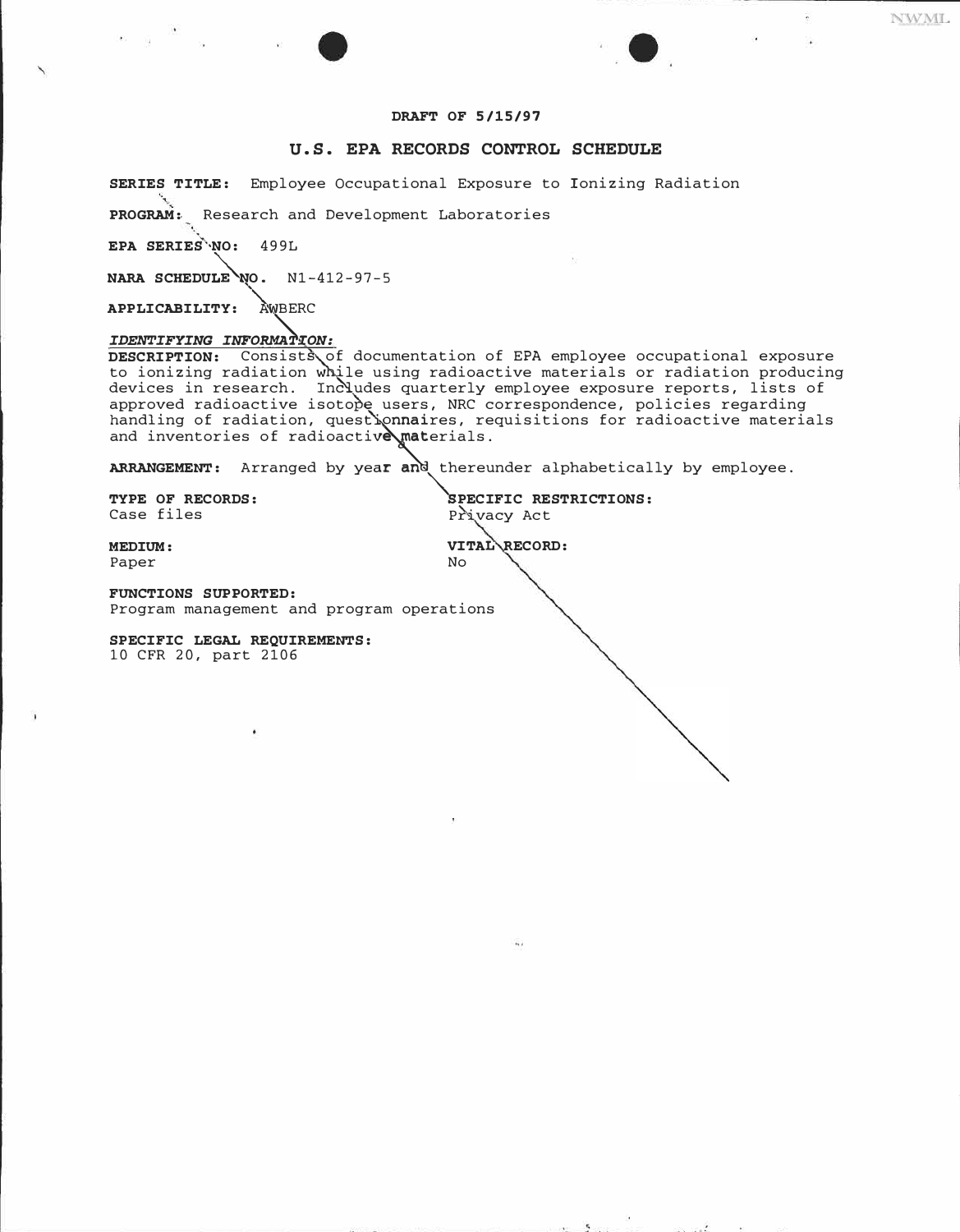DRAFT OF 5/15/97

## U.S. EPA RECORDS CONTROL SCHEDULE

**SERIES TITLE:** Employee Occupational Exposure to Ionizing Radiation

**PROGRAM:** Research and Development Laboratories

**EPA SERIES NO:** 499L

**NARA SCHEDULE NO.** N1-412-97-5

**APPLICABILITY:** AWBERC

***IDENTIFYING INFORMATION:***

**DESCRIPTION:** Consists of documentation of EPA employee occupational exposure to ionizing radiation while using radioactive materials or radiation producing devices in research. Includes quarterly employee exposure reports, lists of approved radioactive isotope users, NRC correspondence, policies regarding handling of radiation, questionnaires, requisitions for radioactive materials and inventories of radioactive materials.

**ARRANGEMENT:** Arranged by year and thereunder alphabetically by employee.

**TYPE OF RECORDS:**
Case files

**SPECIFIC RESTRICTIONS:**
Privacy Act

**MEDIUM:**
Paper

**VITAL RECORD:**
No

**FUNCTIONS SUPPORTED:**
Program management and program operations

**SPECIFIC LEGAL REQUIREMENTS:**
10 CFR 20, part 2106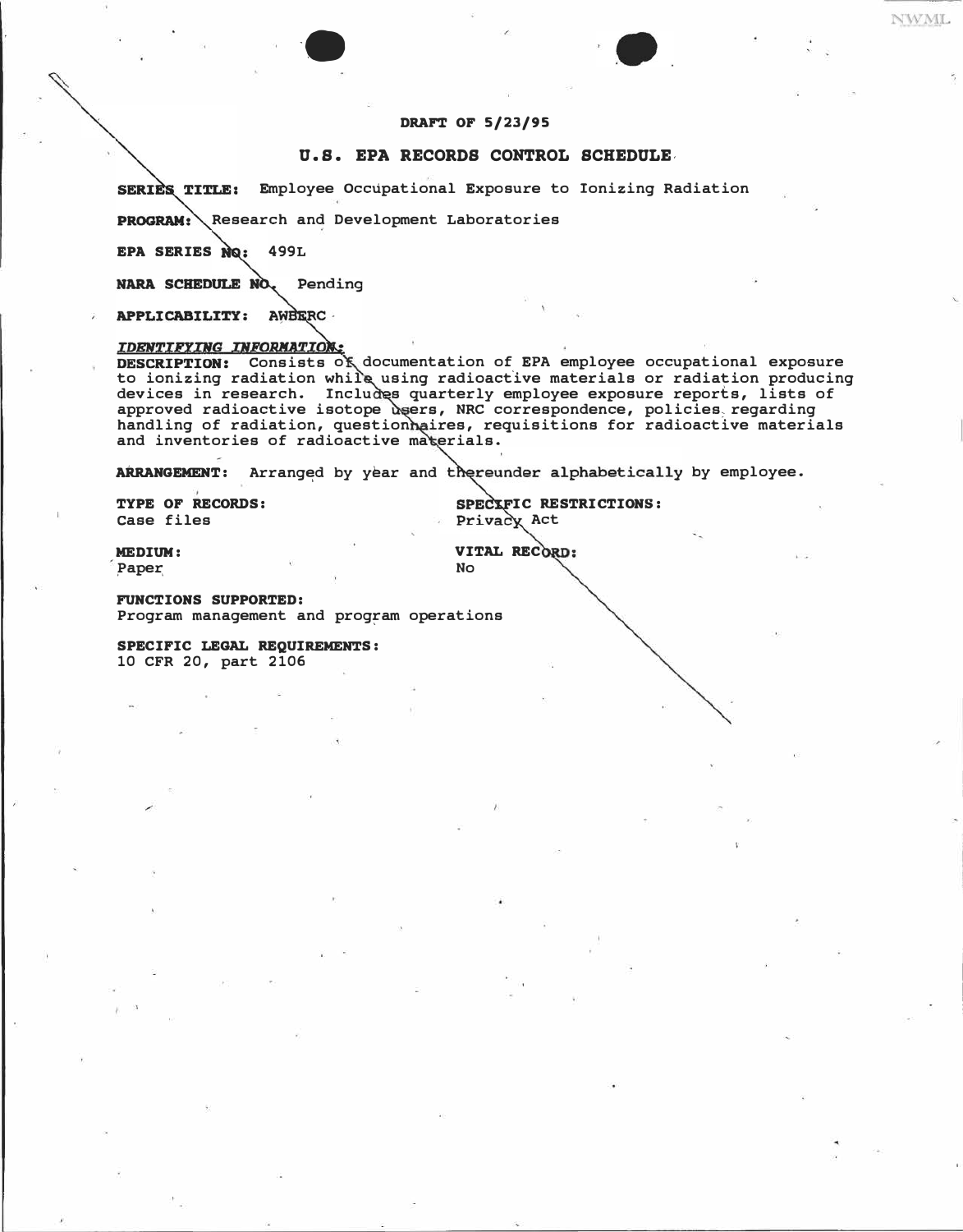**DRAFT OF 5/23/95**

## U.S. EPA RECORDS CONTROL SCHEDULE

**SERIES TITLE:** Employee Occupational Exposure to Ionizing Radiation

**PROGRAM:** Research and Development Laboratories

**EPA SERIES NO:** 499L

**NARA SCHEDULE NO.** Pending

**APPLICABILITY:** AWBERC

***IDENTIFYING INFORMATION:***

**DESCRIPTION:** Consists of documentation of EPA employee occupational exposure to ionizing radiation while using radioactive materials or radiation producing devices in research. Includes quarterly employee exposure reports, lists of approved radioactive isotope users, NRC correspondence, policies regarding handling of radiation, questionnaires, requisitions for radioactive materials and inventories of radioactive materials.

**ARRANGEMENT:** Arranged by year and thereunder alphabetically by employee.

**TYPE OF RECORDS:**
Case files

**SPECIFIC RESTRICTIONS:**
Privacy Act

**MEDIUM:**
Paper

**VITAL RECORD:**
No

**FUNCTIONS SUPPORTED:**
Program management and program operations

**SPECIFIC LEGAL REQUIREMENTS:**
10 CFR 20, part 2106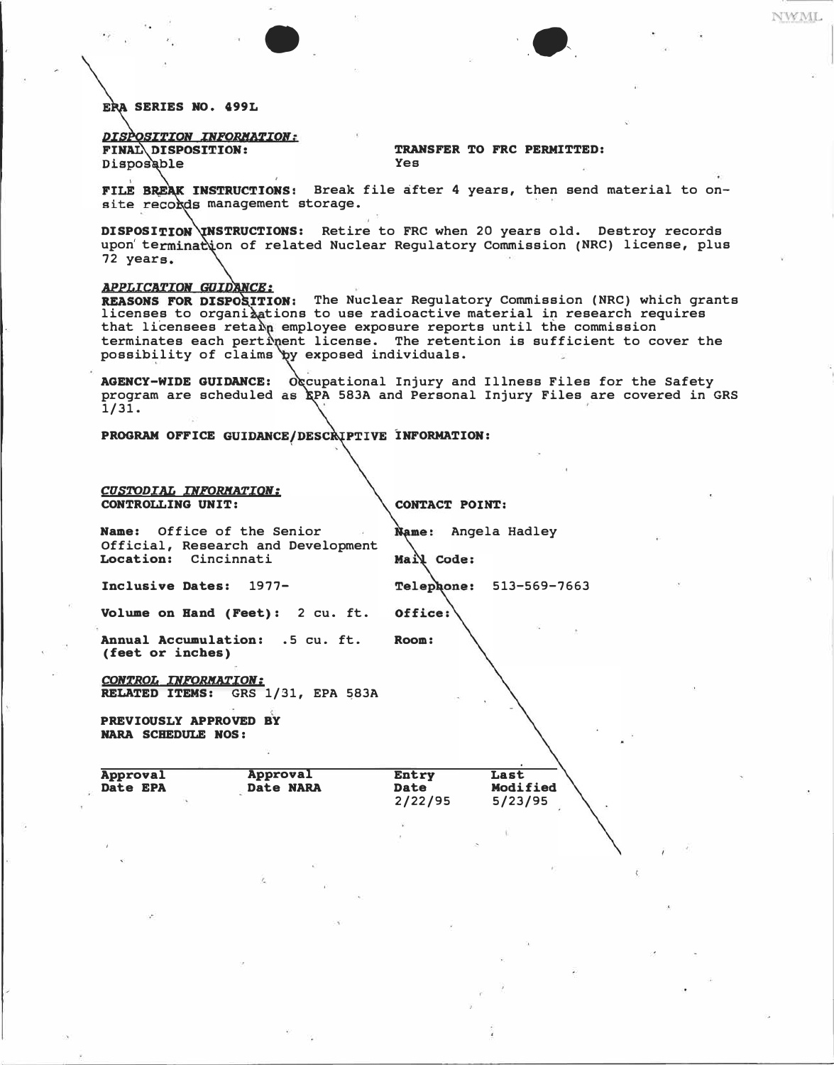**EPA SERIES NO. 499L**

***DISPOSITION INFORMATION:***

**FINAL DISPOSITION:**
Disposable

**TRANSFER TO FRC PERMITTED:**
Yes

**FILE BREAK INSTRUCTIONS:** Break file after 4 years, then send material to on-site records management storage.

**DISPOSITION INSTRUCTIONS:** Retire to FRC when 20 years old. Destroy records upon termination of related Nuclear Regulatory Commission (NRC) license, plus 72 years.

***APPLICATION GUIDANCE:***

**REASONS FOR DISPOSITION:** The Nuclear Regulatory Commission (NRC) which grants licenses to organizations to use radioactive material in research requires that licensees retain employee exposure reports until the commission terminates each pertinent license. The retention is sufficient to cover the possibility of claims by exposed individuals.

**AGENCY-WIDE GUIDANCE:** Occupational Injury and Illness Files for the Safety program are scheduled as EPA 583A and Personal Injury Files are covered in GRS 1/31.

**PROGRAM OFFICE GUIDANCE/DESCRIPTIVE INFORMATION:**

***CUSTODIAL INFORMATION:***

**CONTROLLING UNIT:**

**Name:** Office of the Senior Official, Research and Development
**Location:** Cincinnati

**Inclusive Dates:** 1977-

**Volume on Hand (Feet):** 2 cu. ft.

**Annual Accumulation:** .5 cu. ft.
**(feet or inches)**

**CONTACT POINT:**

**Name:** Angela Hadley

**Mail Code:**

**Telephone:** 513-569-7663

**Office:**

**Room:**

***CONTROL INFORMATION:***

**RELATED ITEMS:** GRS 1/31, EPA 583A

**PREVIOUSLY APPROVED BY NARA SCHEDULE NOS:**

| Approval Date EPA | Approval Date NARA | Entry Date | Last Modified |
|---|---|---|---|
| | | 2/22/95 | 5/23/95 |